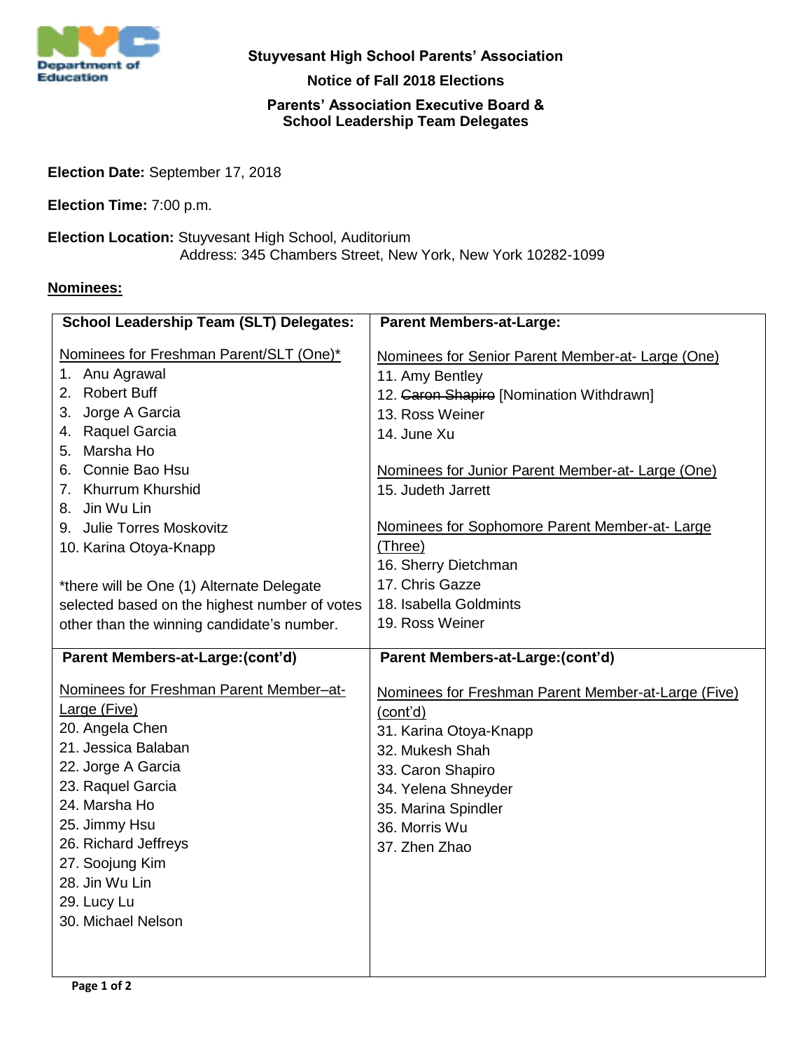**Stuyvesant High School Parents' Association**

**Notice of Fall 2018 Elections**

**Parents' Association Executive Board & School Leadership Team Delegates**

**Election Date:** September 17, 2018

**Election Time:** 7:00 p.m.

**Election Location:** Stuyvesant High School, Auditorium
Address: 345 Chambers Street, New York, New York 10282-1099

**Nominees:**

**School Leadership Team (SLT) Delegates:**

Nominees for Freshman Parent/SLT (One)*

1. Anu Agrawal
2. Robert Buff
3. Jorge A Garcia
4. Raquel Garcia
5. Marsha Ho
6. Connie Bao Hsu
7. Khurrum Khurshid
8. Jin Wu Lin
9. Julie Torres Moskovitz
10. Karina Otoya-Knapp

*there will be One (1) Alternate Delegate selected based on the highest number of votes other than the winning candidate's number.

**Parent Members-at-Large:**

Nominees for Senior Parent Member-at- Large (One)

11. Amy Bentley
12. ~~Caron Shapiro~~ [Nomination Withdrawn]
13. Ross Weiner
14. June Xu

Nominees for Junior Parent Member-at- Large (One)

15. Judeth Jarrett

Nominees for Sophomore Parent Member-at- Large (Three)

16. Sherry Dietchman
17. Chris Gazze
18. Isabella Goldmints
19. Ross Weiner

**Parent Members-at-Large:(cont'd)**

Nominees for Freshman Parent Member–at-Large (Five)

20. Angela Chen
21. Jessica Balaban
22. Jorge A Garcia
23. Raquel Garcia
24. Marsha Ho
25. Jimmy Hsu
26. Richard Jeffreys
27. Soojung Kim
28. Jin Wu Lin
29. Lucy Lu
30. Michael Nelson

**Parent Members-at-Large:(cont'd)**

Nominees for Freshman Parent Member-at-Large (Five) (cont'd)

31. Karina Otoya-Knapp
32. Mukesh Shah
33. Caron Shapiro
34. Yelena Shneyder
35. Marina Spindler
36. Morris Wu
37. Zhen Zhao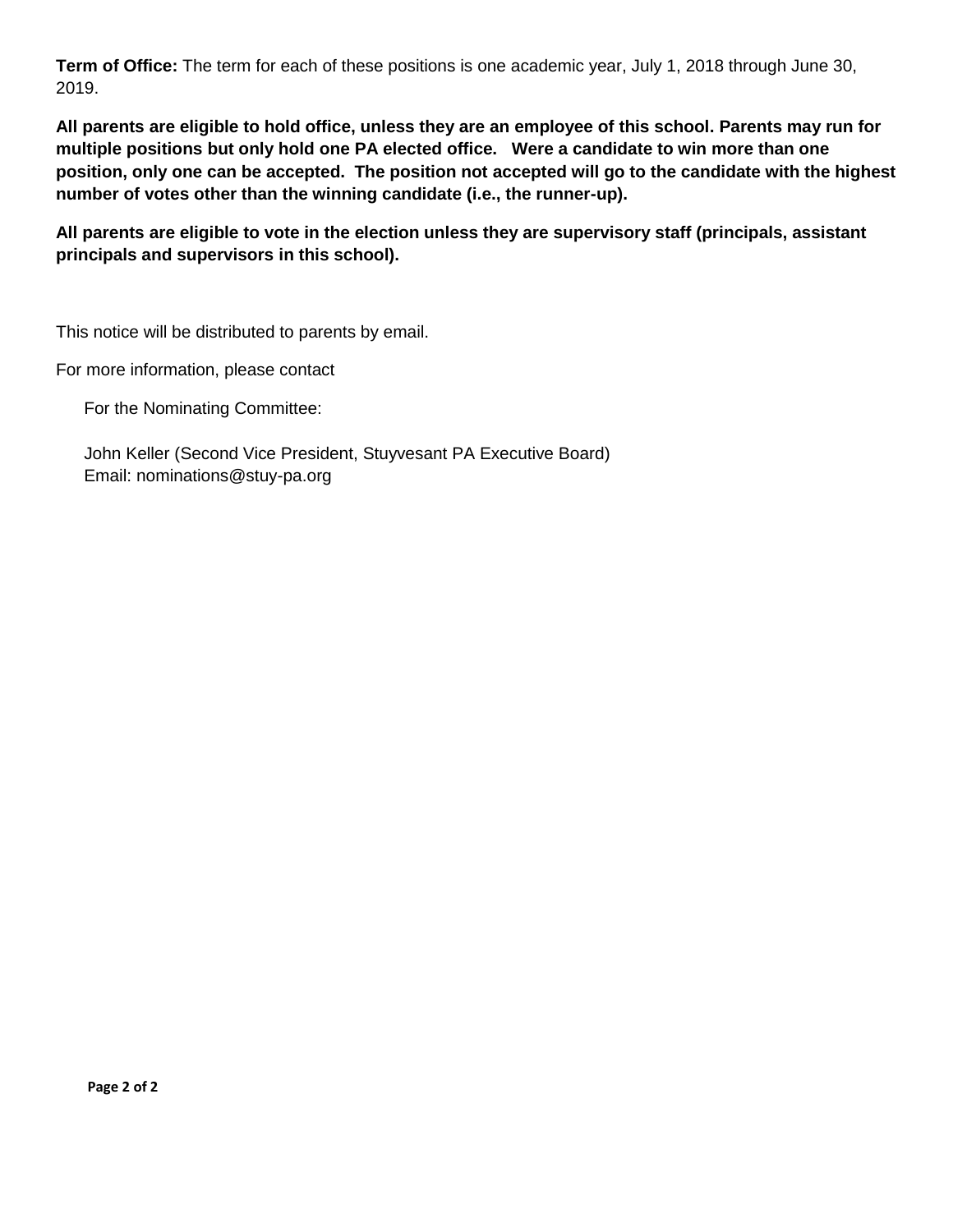**Term of Office:** The term for each of these positions is one academic year, July 1, 2018 through June 30, 2019.

**All parents are eligible to hold office, unless they are an employee of this school. Parents may run for multiple positions but only hold one PA elected office. Were a candidate to win more than one position, only one can be accepted. The position not accepted will go to the candidate with the highest number of votes other than the winning candidate (i.e., the runner-up).**

**All parents are eligible to vote in the election unless they are supervisory staff (principals, assistant principals and supervisors in this school).**

This notice will be distributed to parents by email.

For more information, please contact

For the Nominating Committee:

John Keller (Second Vice President, Stuyvesant PA Executive Board)
Email: nominations@stuy-pa.org